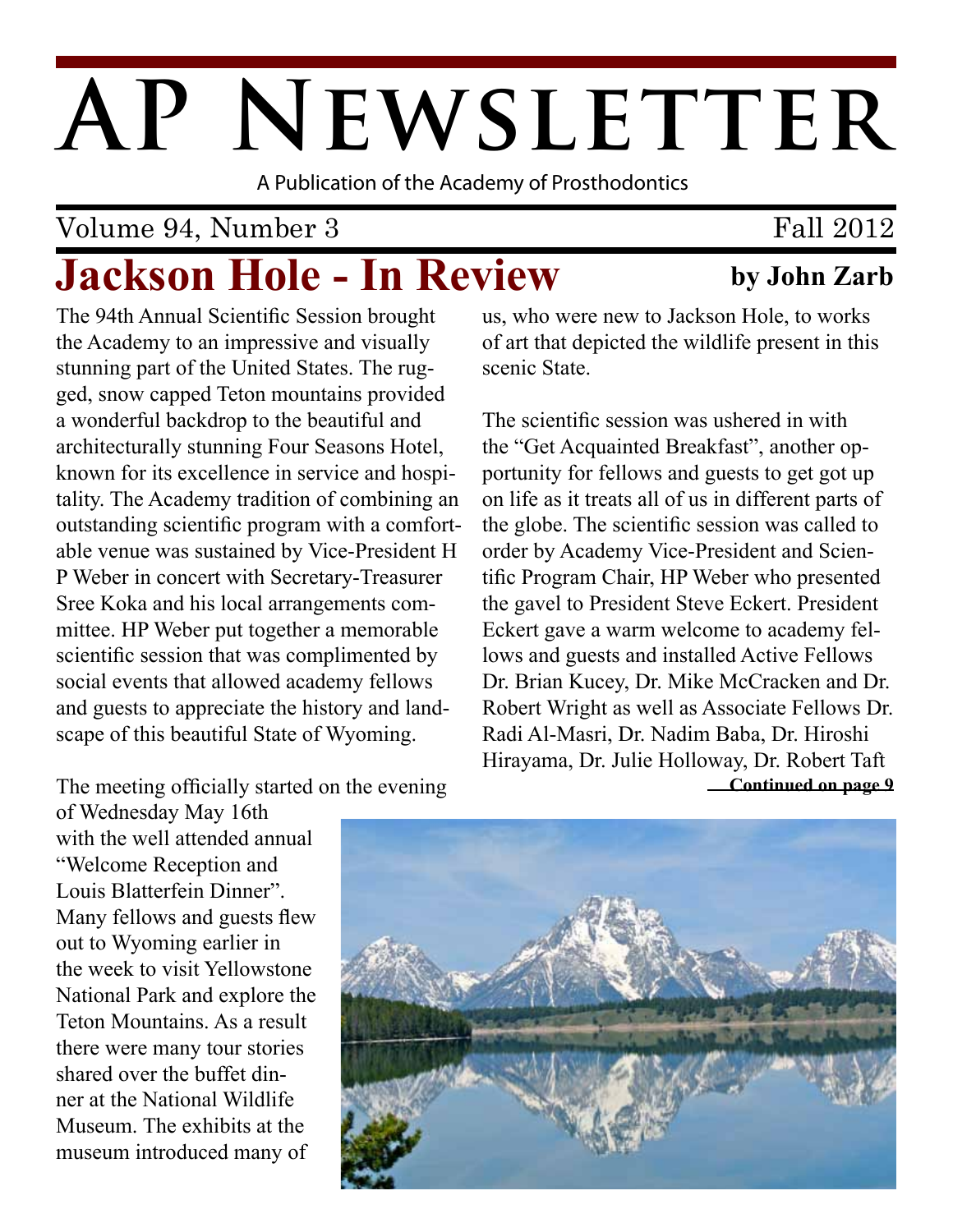# AP Newsletter

A Publication of the Academy of Prosthodontics

Volume 94, Number 3 Fall 2012

## Jackson Hole - In Review

**by John Zarb**

The 94th Annual Scientific Session brought the Academy to an impressive and visually stunning part of the United States. The rugged, snow capped Teton mountains provided a wonderful backdrop to the beautiful and architecturally stunning Four Seasons Hotel, known for its excellence in service and hospitality. The Academy tradition of combining an outstanding scientific program with a comfortable venue was sustained by Vice-President H P Weber in concert with Secretary-Treasurer Sree Koka and his local arrangements committee. HP Weber put together a memorable scientific session that was complimented by social events that allowed academy fellows and guests to appreciate the history and landscape of this beautiful State of Wyoming.

The meeting officially started on the evening of Wednesday May 16th with the well attended annual "Welcome Reception and Louis Blatterfein Dinner". Many fellows and guests flew out to Wyoming earlier in the week to visit Yellowstone National Park and explore the Teton Mountains. As a result there were many tour stories shared over the buffet dinner at the National Wildlife Museum. The exhibits at the museum introduced many of us, who were new to Jackson Hole, to works of art that depicted the wildlife present in this scenic State.

The scientific session was ushered in with the "Get Acquainted Breakfast", another opportunity for fellows and guests to get got up on life as it treats all of us in different parts of the globe. The scientific session was called to order by Academy Vice-President and Scientific Program Chair, HP Weber who presented the gavel to President Steve Eckert. President Eckert gave a warm welcome to academy fellows and guests and installed Active Fellows Dr. Brian Kucey, Dr. Mike McCracken and Dr. Robert Wright as well as Associate Fellows Dr. Radi Al-Masri, Dr. Nadim Baba, Dr. Hiroshi Hirayama, Dr. Julie Holloway, Dr. Robert Taft

**Continued on page 9**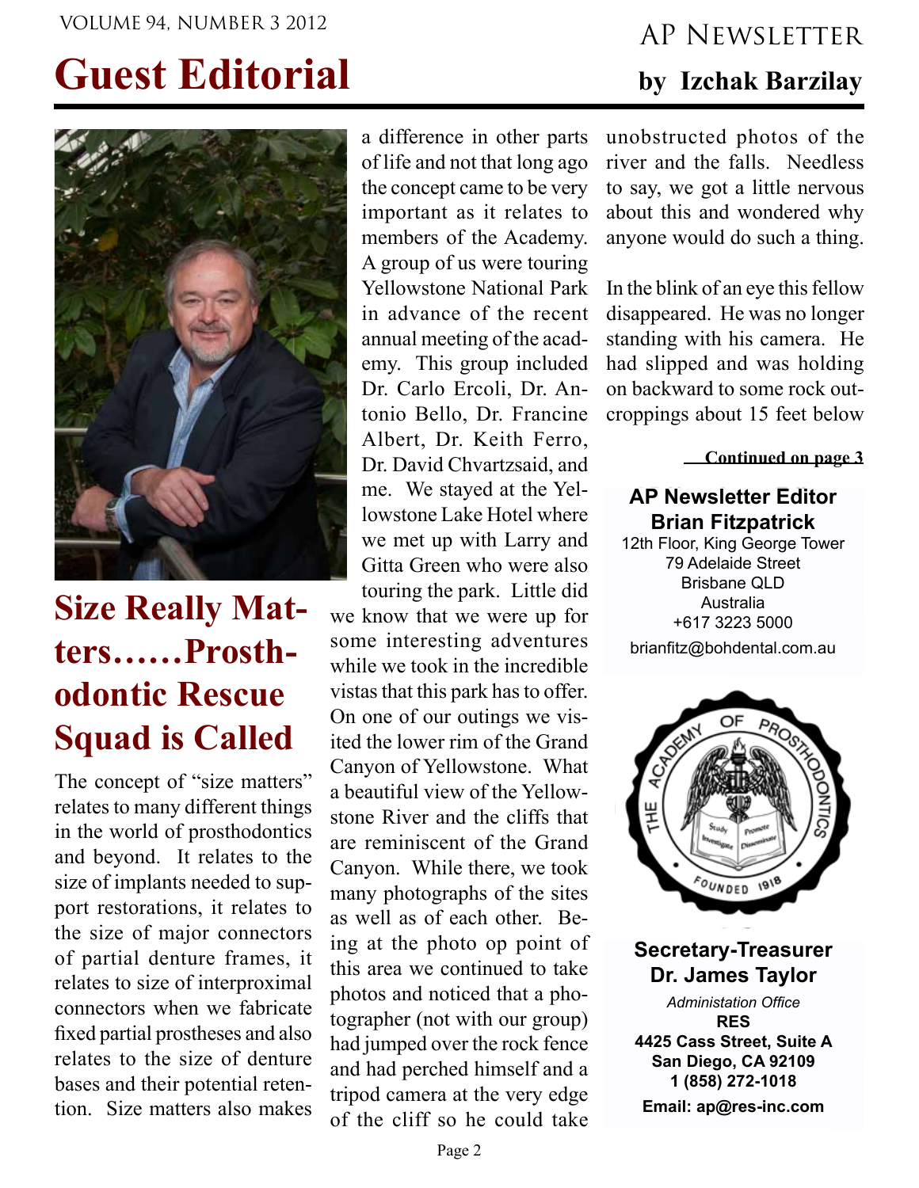# Guest Editorial

**by Izchak Barzilay**

## Size Really Matters……Prosthodontic Rescue Squad is Called

The concept of "size matters" relates to many different things in the world of prosthodontics and beyond. It relates to the size of implants needed to support restorations, it relates to the size of major connectors of partial denture frames, it relates to size of interproximal connectors when we fabricate fixed partial prostheses and also relates to the size of denture bases and their potential retention. Size matters also makes a difference in other parts of life and not that long ago the concept came to be very important as it relates to members of the Academy. A group of us were touring Yellowstone National Park in advance of the recent annual meeting of the academy. This group included Dr. Carlo Ercoli, Dr. Antonio Bello, Dr. Francine Albert, Dr. Keith Ferro, Dr. David Chvartzsaid, and me. We stayed at the Yellowstone Lake Hotel where we met up with Larry and Gitta Green who were also touring the park. Little did we know that we were up for some interesting adventures while we took in the incredible vistas that this park has to offer. On one of our outings we visited the lower rim of the Grand Canyon of Yellowstone. What a beautiful view of the Yellowstone River and the cliffs that are reminiscent of the Grand Canyon. While there, we took many photographs of the sites as well as of each other. Being at the photo op point of this area we continued to take photos and noticed that a photographer (not with our group) had jumped over the rock fence and had perched himself and a tripod camera at the very edge of the cliff so he could take unobstructed photos of the river and the falls. Needless to say, we got a little nervous about this and wondered why anyone would do such a thing.

In the blink of an eye this fellow disappeared. He was no longer standing with his camera. He had slipped and was holding on backward to some rock outcroppings about 15 feet below

Continued on page 3

**AP Newsletter Editor**
**Brian Fitzpatrick**
12th Floor, King George Tower
79 Adelaide Street
Brisbane QLD
Australia
+617 3223 5000
brianfitz@bohdental.com.au

**Secretary-Treasurer**
**Dr. James Taylor**
*Administation Office*
**RES**
**4425 Cass Street, Suite A**
**San Diego, CA 92109**
**1 (858) 272-1018**
**Email: ap@res-inc.com**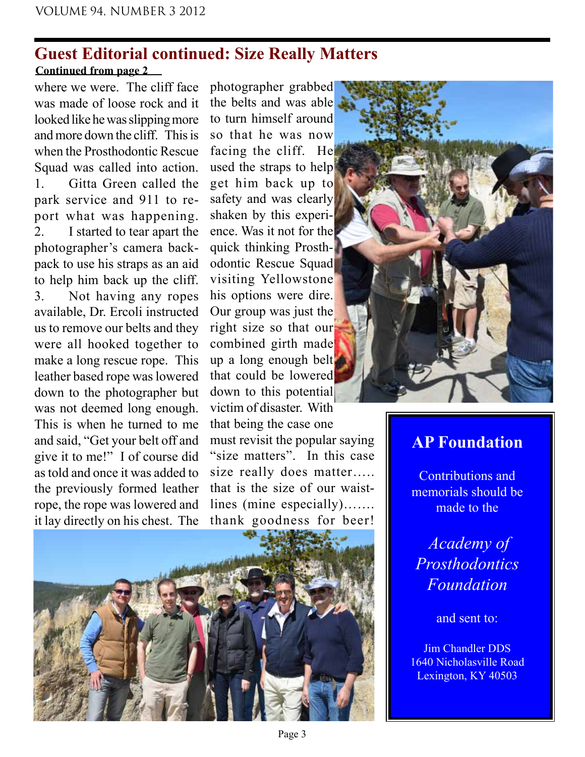## Guest Editorial continued: Size Really Matters

**Continued from page 2**

where we were. The cliff face was made of loose rock and it looked like he was slipping more and more down the cliff. This is when the Prosthodontic Rescue Squad was called into action.

1. Gitta Green called the park service and 911 to report what was happening.
2. I started to tear apart the photographer's camera backpack to use his straps as an aid to help him back up the cliff.
3. Not having any ropes available, Dr. Ercoli instructed us to remove our belts and they were all hooked together to make a long rescue rope. This leather based rope was lowered down to the photographer but was not deemed long enough. This is when he turned to me and said, "Get your belt off and give it to me!" I of course did as told and once it was added to the previously formed leather rope, the rope was lowered and it lay directly on his chest. The photographer grabbed the belts and was able to turn himself around so that he was now facing the cliff. He used the straps to help get him back up to safety and was clearly shaken by this experience. Was it not for the quick thinking Prosthodontic Rescue Squad visiting Yellowstone his options were dire. Our group was just the right size so that our combined girth made up a long enough belt that could be lowered down to this potential victim of disaster. With that being the case one must revisit the popular saying "size matters". In this case size really does matter….. that is the size of our waistlines (mine especially)……. thank goodness for beer!

### AP Foundation

Contributions and memorials should be made to the

*Academy of Prosthodontics Foundation*

and sent to:

Jim Chandler DDS
1640 Nicholasville Road
Lexington, KY 40503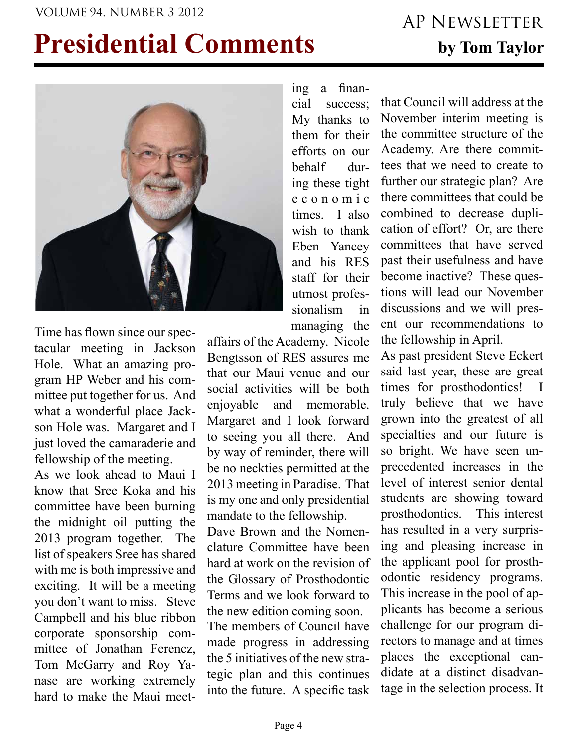# Presidential Comments

**by Tom Taylor**

Time has flown since our spectacular meeting in Jackson Hole. What an amazing program HP Weber and his committee put together for us. And what a wonderful place Jackson Hole was. Margaret and I just loved the camaraderie and fellowship of the meeting.

As we look ahead to Maui I know that Sree Koka and his committee have been burning the midnight oil putting the 2013 program together. The list of speakers Sree has shared with me is both impressive and exciting. It will be a meeting you don't want to miss. Steve Campbell and his blue ribbon corporate sponsorship committee of Jonathan Ferencz, Tom McGarry and Roy Yanase are working extremely hard to make the Maui meeting a financial success; My thanks to them for their efforts on our behalf during these tight economic times. I also wish to thank Eben Yancey and his RES staff for their utmost professionalism in managing the affairs of the Academy. Nicole Bengtsson of RES assures me that our Maui venue and our social activities will be both enjoyable and memorable. Margaret and I look forward to seeing you all there. And by way of reminder, there will be no neckties permitted at the 2013 meeting in Paradise. That is my one and only presidential mandate to the fellowship.

Dave Brown and the Nomenclature Committee have been hard at work on the revision of the Glossary of Prosthodontic Terms and we look forward to the new edition coming soon.

The members of Council have made progress in addressing the 5 initiatives of the new strategic plan and this continues into the future. A specific task that Council will address at the November interim meeting is the committee structure of the Academy. Are there committees that we need to create to further our strategic plan? Are there committees that could be combined to decrease duplication of effort? Or, are there committees that have served past their usefulness and have become inactive? These questions will lead our November discussions and we will present our recommendations to the fellowship in April.

As past president Steve Eckert said last year, these are great times for prosthodontics! I truly believe that we have grown into the greatest of all specialties and our future is so bright. We have seen unprecedented increases in the level of interest senior dental students are showing toward prosthodontics. This interest has resulted in a very surprising and pleasing increase in the applicant pool for prosthodontic residency programs. This increase in the pool of applicants has become a serious challenge for our program directors to manage and at times places the exceptional candidate at a distinct disadvantage in the selection process. It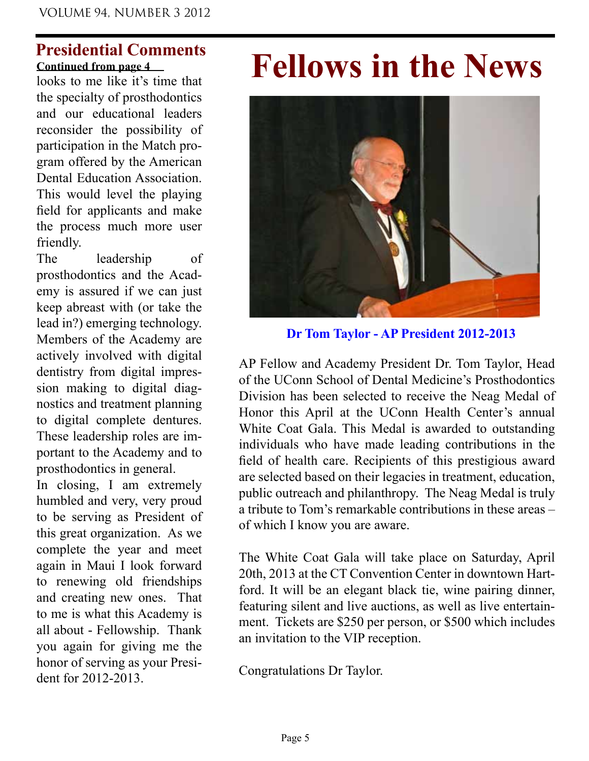## Presidential Comments

**Continued from page 4**

looks to me like it's time that the specialty of prosthodontics and our educational leaders reconsider the possibility of participation in the Match program offered by the American Dental Education Association. This would level the playing field for applicants and make the process much more user friendly.

The leadership of prosthodontics and the Academy is assured if we can just keep abreast with (or take the lead in?) emerging technology. Members of the Academy are actively involved with digital dentistry from digital impression making to digital diagnostics and treatment planning to digital complete dentures. These leadership roles are important to the Academy and to prosthodontics in general.

In closing, I am extremely humbled and very, very proud to be serving as President of this great organization. As we complete the year and meet again in Maui I look forward to renewing old friendships and creating new ones. That to me is what this Academy is all about - Fellowship. Thank you again for giving me the honor of serving as your President for 2012-2013.

# Fellows in the News

**Dr Tom Taylor - AP President 2012-2013**

AP Fellow and Academy President Dr. Tom Taylor, Head of the UConn School of Dental Medicine's Prosthodontics Division has been selected to receive the Neag Medal of Honor this April at the UConn Health Center's annual White Coat Gala. This Medal is awarded to outstanding individuals who have made leading contributions in the field of health care. Recipients of this prestigious award are selected based on their legacies in treatment, education, public outreach and philanthropy. The Neag Medal is truly a tribute to Tom's remarkable contributions in these areas – of which I know you are aware.

The White Coat Gala will take place on Saturday, April 20th, 2013 at the CT Convention Center in downtown Hartford. It will be an elegant black tie, wine pairing dinner, featuring silent and live auctions, as well as live entertainment. Tickets are $250 per person, or $500 which includes an invitation to the VIP reception.

Congratulations Dr Taylor.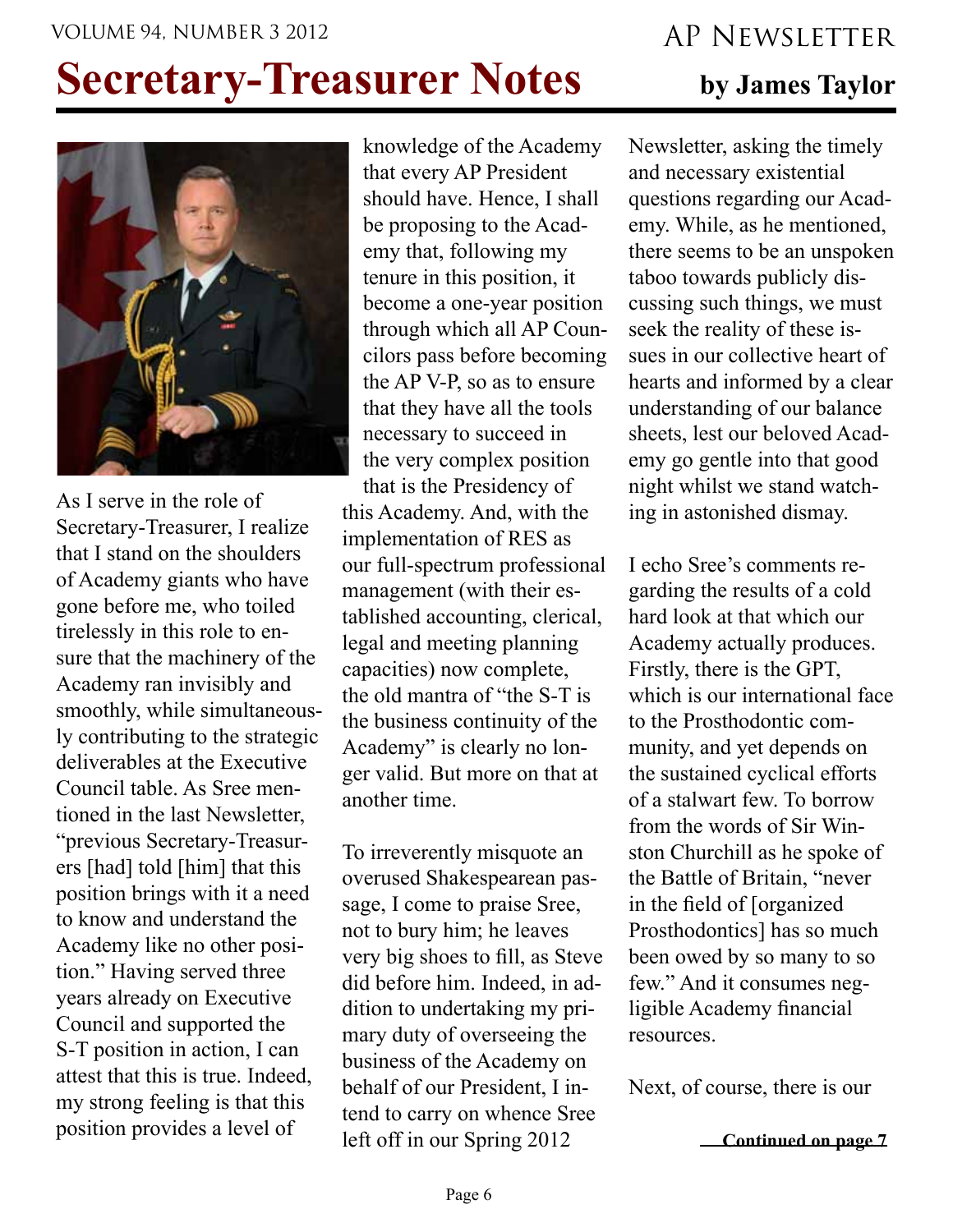# Secretary-Treasurer Notes

**by James Taylor**

As I serve in the role of Secretary-Treasurer, I realize that I stand on the shoulders of Academy giants who have gone before me, who toiled tirelessly in this role to ensure that the machinery of the Academy ran invisibly and smoothly, while simultaneously contributing to the strategic deliverables at the Executive Council table. As Sree mentioned in the last Newsletter, "previous Secretary-Treasurers [had] told [him] that this position brings with it a need to know and understand the Academy like no other position." Having served three years already on Executive Council and supported the S-T position in action, I can attest that this is true. Indeed, my strong feeling is that this position provides a level of knowledge of the Academy that every AP President should have. Hence, I shall be proposing to the Academy that, following my tenure in this position, it become a one-year position through which all AP Councilors pass before becoming the AP V-P, so as to ensure that they have all the tools necessary to succeed in the very complex position that is the Presidency of this Academy. And, with the implementation of RES as our full-spectrum professional management (with their established accounting, clerical, legal and meeting planning capacities) now complete, the old mantra of "the S-T is the business continuity of the Academy" is clearly no longer valid. But more on that at another time.

To irreverently misquote an overused Shakespearean passage, I come to praise Sree, not to bury him; he leaves very big shoes to fill, as Steve did before him. Indeed, in addition to undertaking my primary duty of overseeing the business of the Academy on behalf of our President, I intend to carry on whence Sree left off in our Spring 2012 Newsletter, asking the timely and necessary existential questions regarding our Academy. While, as he mentioned, there seems to be an unspoken taboo towards publicly discussing such things, we must seek the reality of these issues in our collective heart of hearts and informed by a clear understanding of our balance sheets, lest our beloved Academy go gentle into that good night whilst we stand watching in astonished dismay.

I echo Sree's comments regarding the results of a cold hard look at that which our Academy actually produces. Firstly, there is the GPT, which is our international face to the Prosthodontic community, and yet depends on the sustained cyclical efforts of a stalwart few. To borrow from the words of Sir Winston Churchill as he spoke of the Battle of Britain, "never in the field of [organized Prosthodontics] has so much been owed by so many to so few." And it consumes negligible Academy financial resources.

Next, of course, there is our

**Continued on page 7**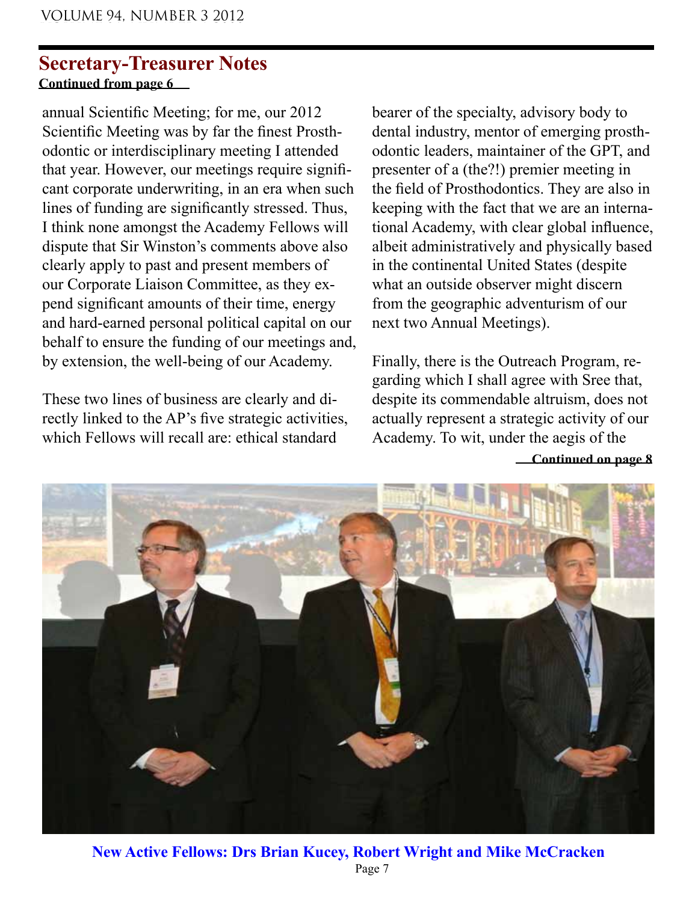## Secretary-Treasurer Notes

**Continued from page 6**

annual Scientific Meeting; for me, our 2012 Scientific Meeting was by far the finest Prosthodontic or interdisciplinary meeting I attended that year. However, our meetings require significant corporate underwriting, in an era when such lines of funding are significantly stressed. Thus, I think none amongst the Academy Fellows will dispute that Sir Winston's comments above also clearly apply to past and present members of our Corporate Liaison Committee, as they expend significant amounts of their time, energy and hard-earned personal political capital on our behalf to ensure the funding of our meetings and, by extension, the well-being of our Academy.

These two lines of business are clearly and directly linked to the AP's five strategic activities, which Fellows will recall are: ethical standard bearer of the specialty, advisory body to dental industry, mentor of emerging prosthodontic leaders, maintainer of the GPT, and presenter of a (the?!) premier meeting in the field of Prosthodontics. They are also in keeping with the fact that we are an international Academy, with clear global influence, albeit administratively and physically based in the continental United States (despite what an outside observer might discern from the geographic adventurism of our next two Annual Meetings).

Finally, there is the Outreach Program, regarding which I shall agree with Sree that, despite its commendable altruism, does not actually represent a strategic activity of our Academy. To wit, under the aegis of the

**Continued on page 8**

**New Active Fellows: Drs Brian Kucey, Robert Wright and Mike McCracken**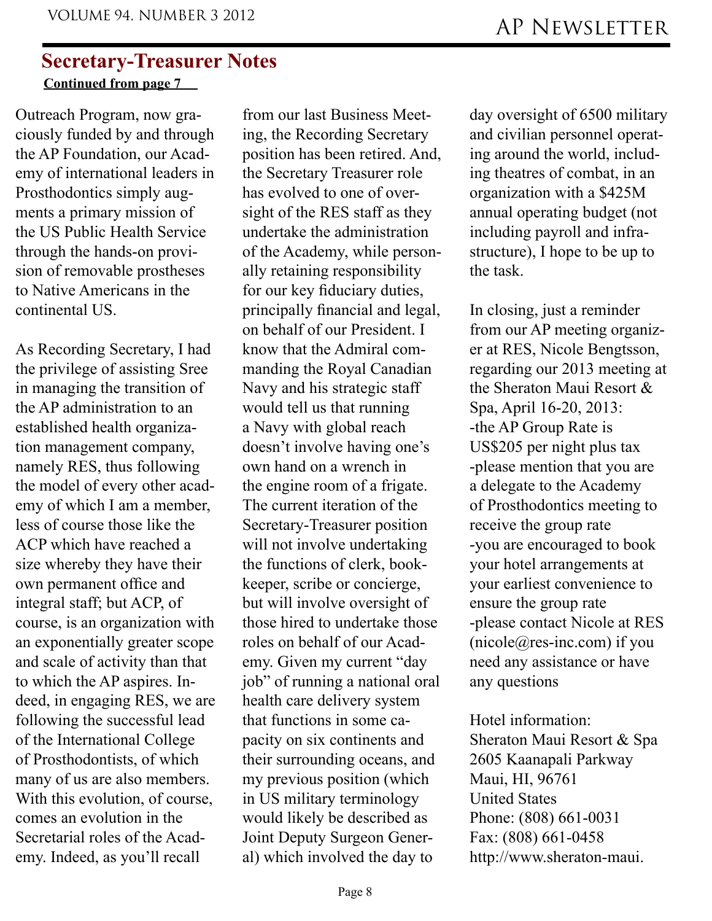## Secretary-Treasurer Notes

**Continued from page 7**

Outreach Program, now graciously funded by and through the AP Foundation, our Academy of international leaders in Prosthodontics simply augments a primary mission of the US Public Health Service through the hands-on provision of removable prostheses to Native Americans in the continental US.

As Recording Secretary, I had the privilege of assisting Sree in managing the transition of the AP administration to an established health organization management company, namely RES, thus following the model of every other academy of which I am a member, less of course those like the ACP which have reached a size whereby they have their own permanent office and integral staff; but ACP, of course, is an organization with an exponentially greater scope and scale of activity than that to which the AP aspires. Indeed, in engaging RES, we are following the successful lead of the International College of Prosthodontists, of which many of us are also members. With this evolution, of course, comes an evolution in the Secretarial roles of the Academy. Indeed, as you'll recall from our last Business Meeting, the Recording Secretary position has been retired. And, the Secretary Treasurer role has evolved to one of oversight of the RES staff as they undertake the administration of the Academy, while personally retaining responsibility for our key fiduciary duties, principally financial and legal, on behalf of our President. I know that the Admiral commanding the Royal Canadian Navy and his strategic staff would tell us that running a Navy with global reach doesn't involve having one's own hand on a wrench in the engine room of a frigate. The current iteration of the Secretary-Treasurer position will not involve undertaking the functions of clerk, bookkeeper, scribe or concierge, but will involve oversight of those hired to undertake those roles on behalf of our Academy. Given my current "day job" of running a national oral health care delivery system that functions in some capacity on six continents and their surrounding oceans, and my previous position (which in US military terminology would likely be described as Joint Deputy Surgeon General) which involved the day to day oversight of 6500 military and civilian personnel operating around the world, including theatres of combat, in an organization with a $425M annual operating budget (not including payroll and infrastructure), I hope to be up to the task.

In closing, just a reminder from our AP meeting organizer at RES, Nicole Bengtsson, regarding our 2013 meeting at the Sheraton Maui Resort & Spa, April 16-20, 2013:

- the AP Group Rate is US$205 per night plus tax
- please mention that you are a delegate to the Academy of Prosthodontics meeting to receive the group rate
- you are encouraged to book your hotel arrangements at your earliest convenience to ensure the group rate
- please contact Nicole at RES (nicole@res-inc.com) if you need any assistance or have any questions

Hotel information:
Sheraton Maui Resort & Spa
2605 Kaanapali Parkway
Maui, HI, 96761
United States
Phone: (808) 661-0031
Fax: (808) 661-0458
http://www.sheraton-maui.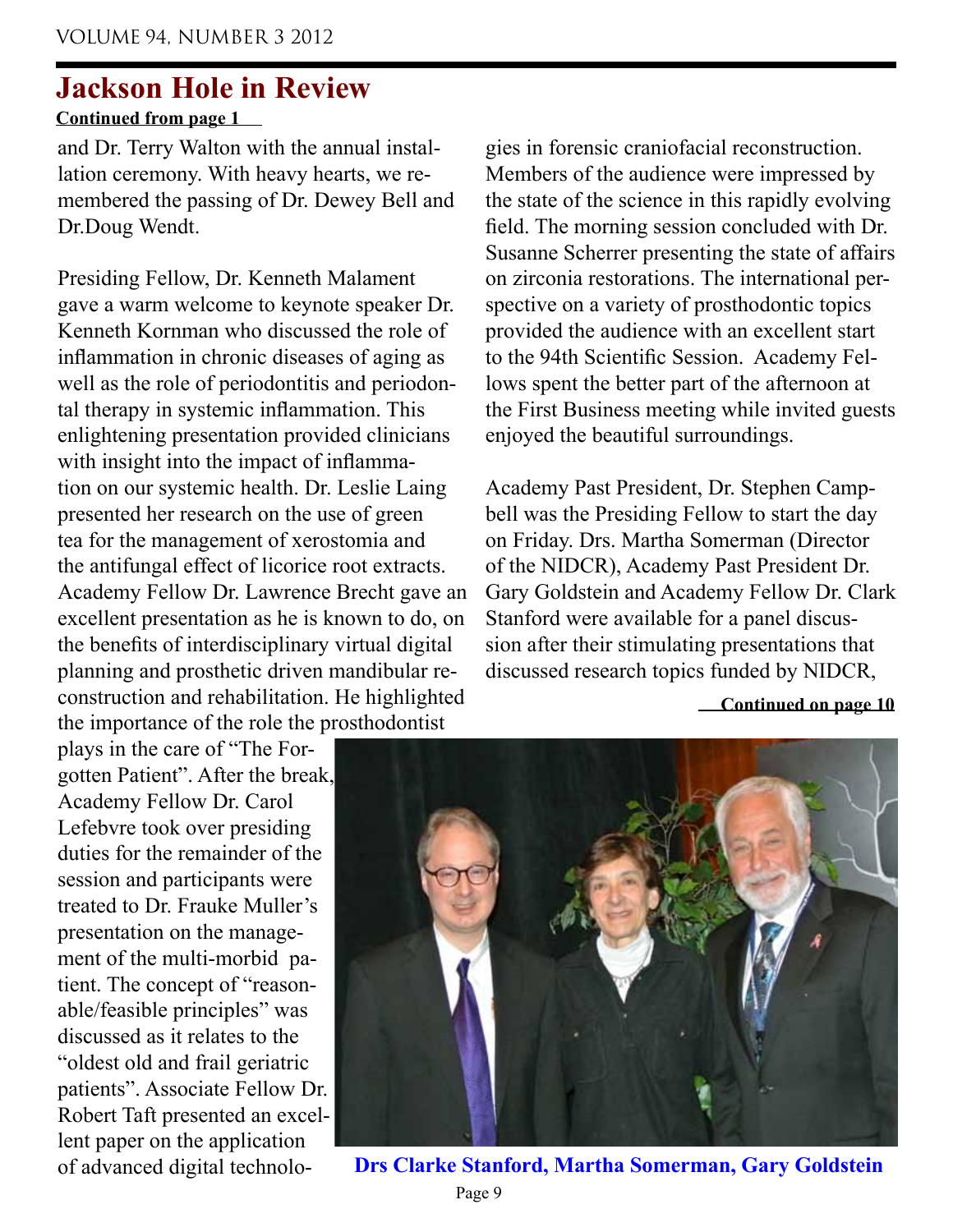## Jackson Hole in Review

**Continued from page 1**

and Dr. Terry Walton with the annual installation ceremony. With heavy hearts, we remembered the passing of Dr. Dewey Bell and Dr.Doug Wendt.

Presiding Fellow, Dr. Kenneth Malament gave a warm welcome to keynote speaker Dr. Kenneth Kornman who discussed the role of inflammation in chronic diseases of aging as well as the role of periodontitis and periodontal therapy in systemic inflammation. This enlightening presentation provided clinicians with insight into the impact of inflammation on our systemic health. Dr. Leslie Laing presented her research on the use of green tea for the management of xerostomia and the antifungal effect of licorice root extracts. Academy Fellow Dr. Lawrence Brecht gave an excellent presentation as he is known to do, on the benefits of interdisciplinary virtual digital planning and prosthetic driven mandibular reconstruction and rehabilitation. He highlighted the importance of the role the prosthodontist plays in the care of "The Forgotten Patient". After the break, Academy Fellow Dr. Carol Lefebvre took over presiding duties for the remainder of the session and participants were treated to Dr. Frauke Muller's presentation on the management of the multi-morbid patient. The concept of "reasonable/feasible principles" was discussed as it relates to the "oldest old and frail geriatric patients". Associate Fellow Dr. Robert Taft presented an excellent paper on the application of advanced digital technologies in forensic craniofacial reconstruction. Members of the audience were impressed by the state of the science in this rapidly evolving field. The morning session concluded with Dr. Susanne Scherrer presenting the state of affairs on zirconia restorations. The international perspective on a variety of prosthodontic topics provided the audience with an excellent start to the 94th Scientific Session. Academy Fellows spent the better part of the afternoon at the First Business meeting while invited guests enjoyed the beautiful surroundings.

Academy Past President, Dr. Stephen Campbell was the Presiding Fellow to start the day on Friday. Drs. Martha Somerman (Director of the NIDCR), Academy Past President Dr. Gary Goldstein and Academy Fellow Dr. Clark Stanford were available for a panel discussion after their stimulating presentations that discussed research topics funded by NIDCR,

**Continued on page 10**

**Drs Clarke Stanford, Martha Somerman, Gary Goldstein**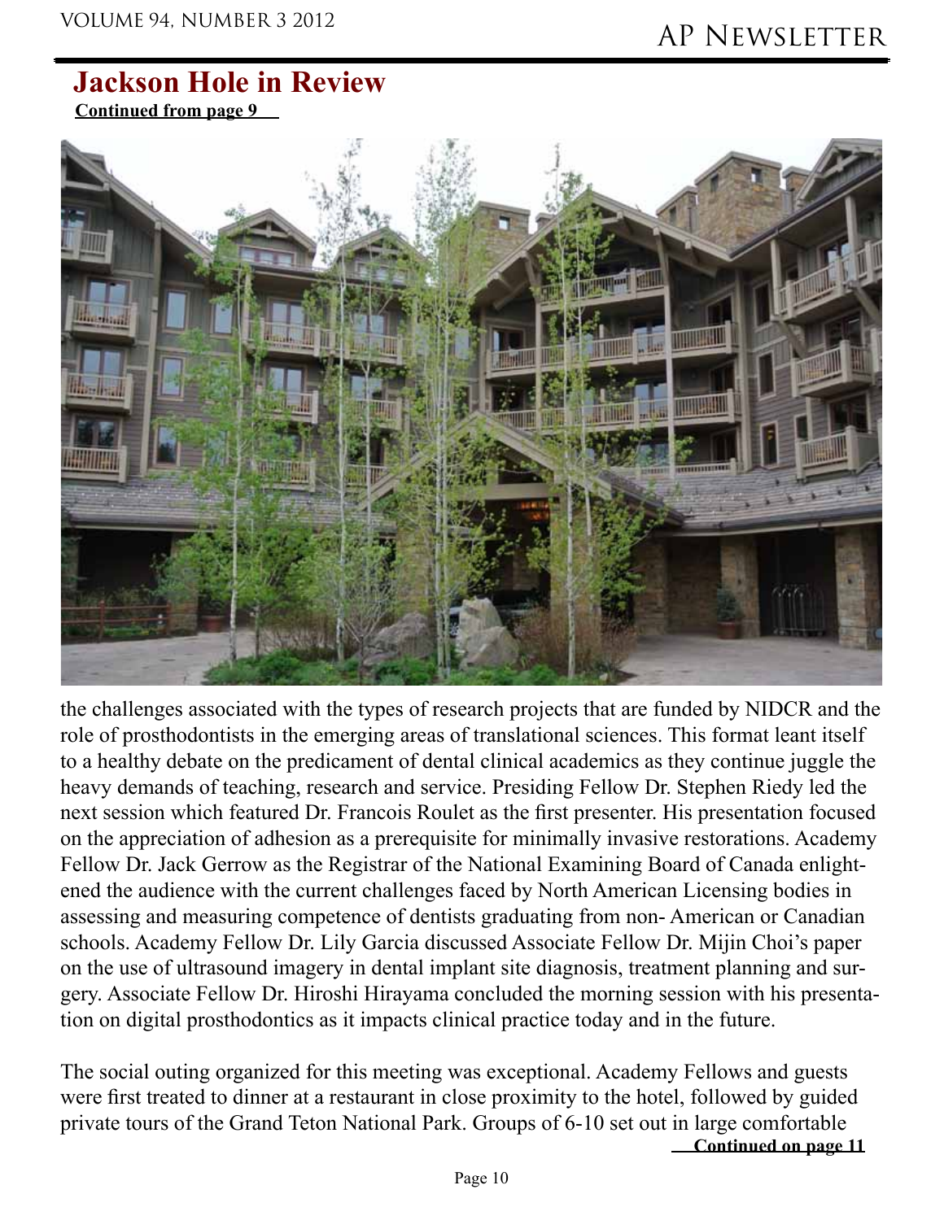## Jackson Hole in Review

**Continued from page 9**

the challenges associated with the types of research projects that are funded by NIDCR and the role of prosthodontists in the emerging areas of translational sciences. This format leant itself to a healthy debate on the predicament of dental clinical academics as they continue juggle the heavy demands of teaching, research and service. Presiding Fellow Dr. Stephen Riedy led the next session which featured Dr. Francois Roulet as the first presenter. His presentation focused on the appreciation of adhesion as a prerequisite for minimally invasive restorations. Academy Fellow Dr. Jack Gerrow as the Registrar of the National Examining Board of Canada enlightened the audience with the current challenges faced by North American Licensing bodies in assessing and measuring competence of dentists graduating from non- American or Canadian schools. Academy Fellow Dr. Lily Garcia discussed Associate Fellow Dr. Mijin Choi's paper on the use of ultrasound imagery in dental implant site diagnosis, treatment planning and surgery. Associate Fellow Dr. Hiroshi Hirayama concluded the morning session with his presentation on digital prosthodontics as it impacts clinical practice today and in the future.

The social outing organized for this meeting was exceptional. Academy Fellows and guests were first treated to dinner at a restaurant in close proximity to the hotel, followed by guided private tours of the Grand Teton National Park. Groups of 6-10 set out in large comfortable

**Continued on page 11**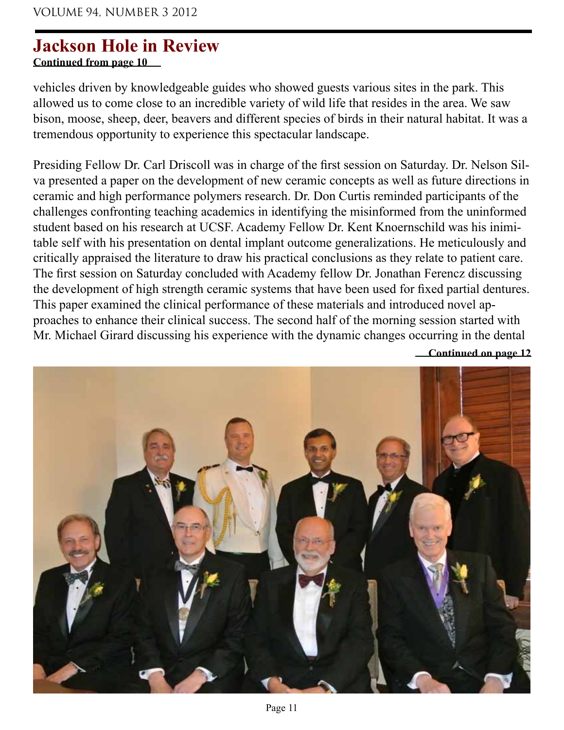# Jackson Hole in Review

**Continued from page 10**

vehicles driven by knowledgeable guides who showed guests various sites in the park. This allowed us to come close to an incredible variety of wild life that resides in the area. We saw bison, moose, sheep, deer, beavers and different species of birds in their natural habitat. It was a tremendous opportunity to experience this spectacular landscape.

Presiding Fellow Dr. Carl Driscoll was in charge of the first session on Saturday. Dr. Nelson Silva presented a paper on the development of new ceramic concepts as well as future directions in ceramic and high performance polymers research. Dr. Don Curtis reminded participants of the challenges confronting teaching academics in identifying the misinformed from the uninformed student based on his research at UCSF. Academy Fellow Dr. Kent Knoernschild was his inimitable self with his presentation on dental implant outcome generalizations. He meticulously and critically appraised the literature to draw his practical conclusions as they relate to patient care. The first session on Saturday concluded with Academy fellow Dr. Jonathan Ferencz discussing the development of high strength ceramic systems that have been used for fixed partial dentures. This paper examined the clinical performance of these materials and introduced novel approaches to enhance their clinical success. The second half of the morning session started with Mr. Michael Girard discussing his experience with the dynamic changes occurring in the dental

**Continued on page 12**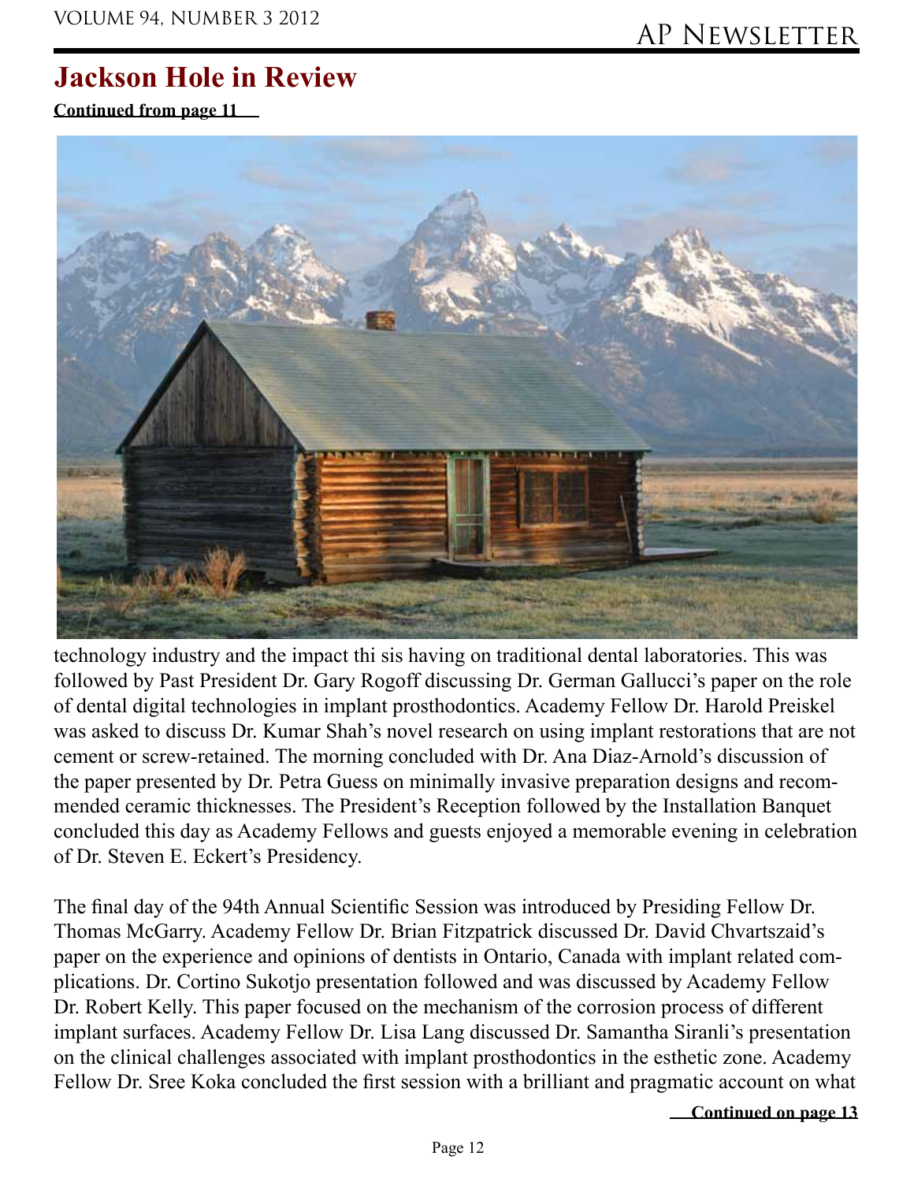# Jackson Hole in Review

**Continued from page 11**

technology industry and the impact thi sis having on traditional dental laboratories. This was followed by Past President Dr. Gary Rogoff discussing Dr. German Gallucci's paper on the role of dental digital technologies in implant prosthodontics. Academy Fellow Dr. Harold Preiskel was asked to discuss Dr. Kumar Shah's novel research on using implant restorations that are not cement or screw-retained. The morning concluded with Dr. Ana Diaz-Arnold's discussion of the paper presented by Dr. Petra Guess on minimally invasive preparation designs and recommended ceramic thicknesses. The President's Reception followed by the Installation Banquet concluded this day as Academy Fellows and guests enjoyed a memorable evening in celebration of Dr. Steven E. Eckert's Presidency.

The final day of the 94th Annual Scientific Session was introduced by Presiding Fellow Dr. Thomas McGarry. Academy Fellow Dr. Brian Fitzpatrick discussed Dr. David Chvartszaid's paper on the experience and opinions of dentists in Ontario, Canada with implant related complications. Dr. Cortino Sukotjo presentation followed and was discussed by Academy Fellow Dr. Robert Kelly. This paper focused on the mechanism of the corrosion process of different implant surfaces. Academy Fellow Dr. Lisa Lang discussed Dr. Samantha Siranli's presentation on the clinical challenges associated with implant prosthodontics in the esthetic zone. Academy Fellow Dr. Sree Koka concluded the first session with a brilliant and pragmatic account on what

**Continued on page 13**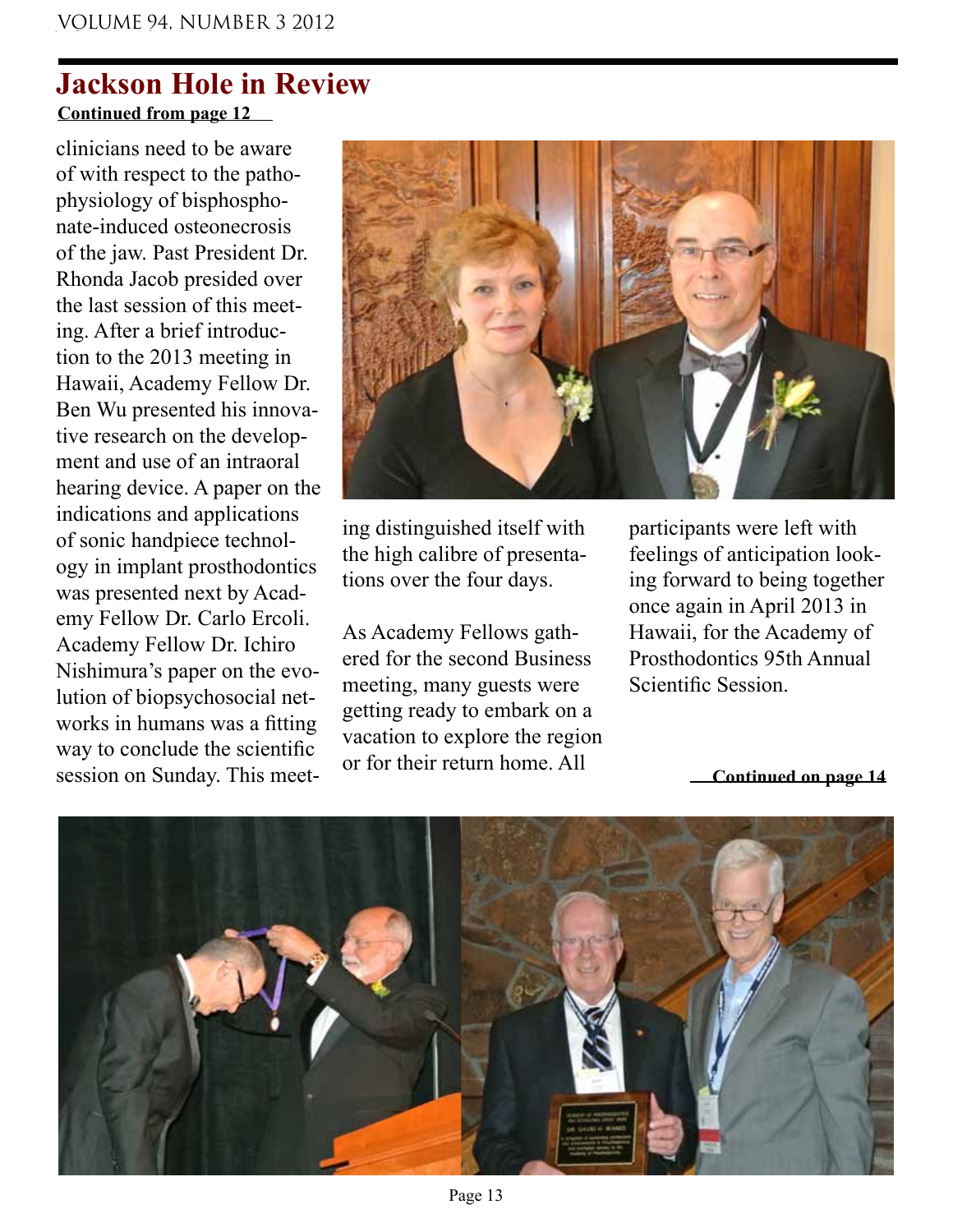## Jackson Hole in Review

**Continued from page 12**

clinicians need to be aware of with respect to the pathophysiology of bisphosphonate-induced osteonecrosis of the jaw. Past President Dr. Rhonda Jacob presided over the last session of this meeting. After a brief introduction to the 2013 meeting in Hawaii, Academy Fellow Dr. Ben Wu presented his innovative research on the development and use of an intraoral hearing device. A paper on the indications and applications of sonic handpiece technology in implant prosthodontics was presented next by Academy Fellow Dr. Carlo Ercoli. Academy Fellow Dr. Ichiro Nishimura's paper on the evolution of biopsychosocial networks in humans was a fitting way to conclude the scientific session on Sunday. This meeting distinguished itself with the high calibre of presentations over the four days.

As Academy Fellows gathered for the second Business meeting, many guests were getting ready to embark on a vacation to explore the region or for their return home. All participants were left with feelings of anticipation looking forward to being together once again in April 2013 in Hawaii, for the Academy of Prosthodontics 95th Annual Scientific Session.

**Continued on page 14**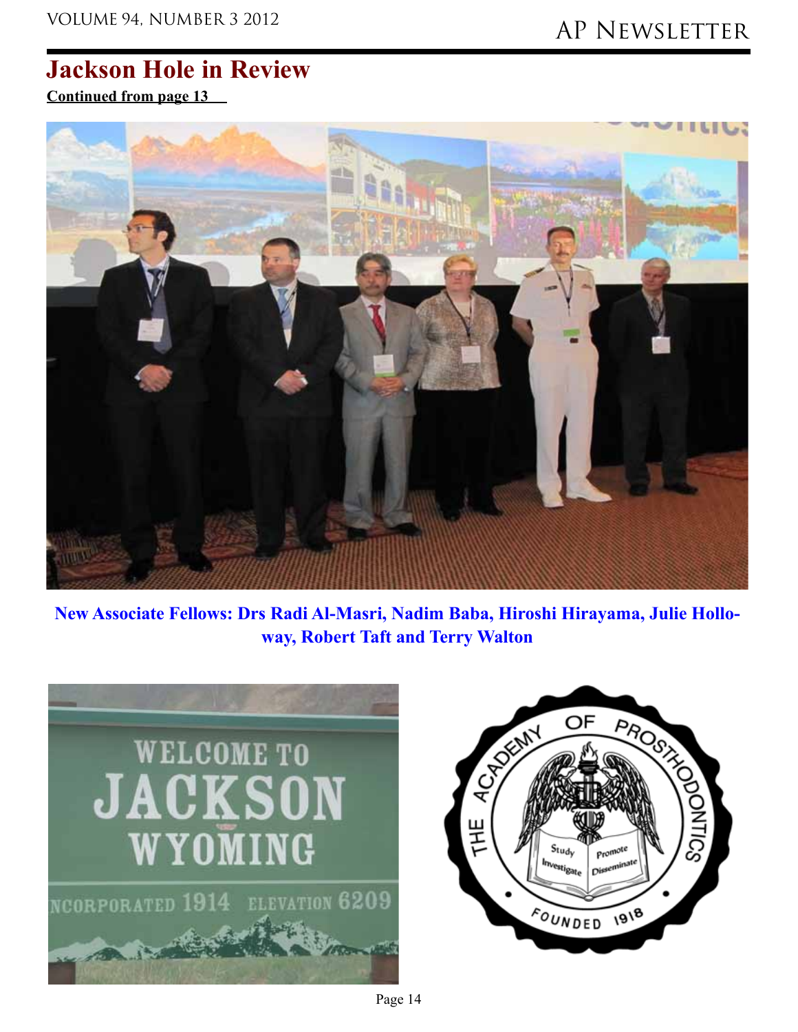## Jackson Hole in Review

**Continued from page 13**

**New Associate Fellows: Drs Radi Al-Masri, Nadim Baba, Hiroshi Hirayama, Julie Holloway, Robert Taft and Terry Walton**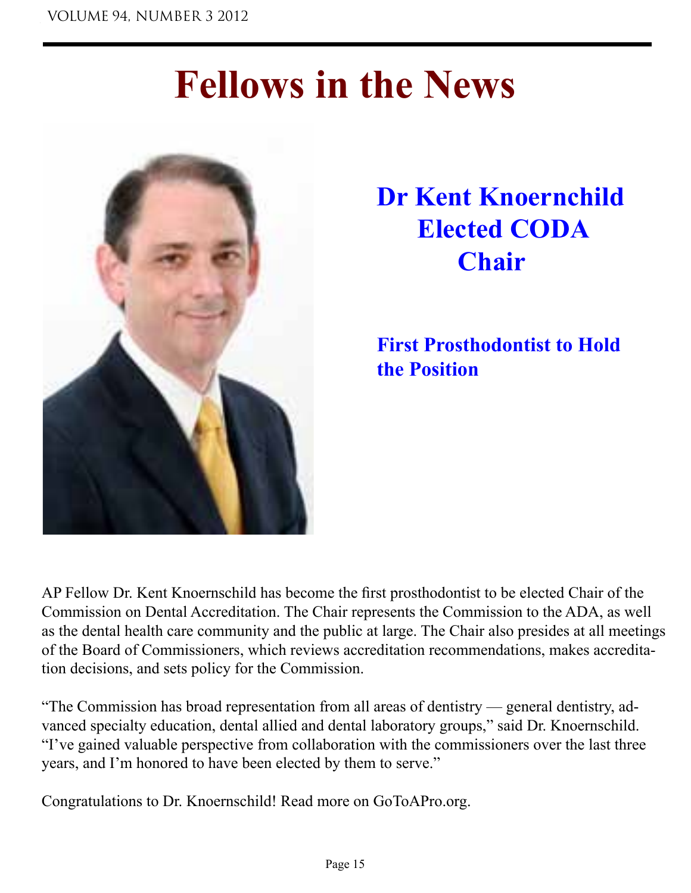# Fellows in the News

## Dr Kent Knoernchild Elected CODA Chair

### First Prosthodontist to Hold the Position

AP Fellow Dr. Kent Knoernschild has become the first prosthodontist to be elected Chair of the Commission on Dental Accreditation. The Chair represents the Commission to the ADA, as well as the dental health care community and the public at large. The Chair also presides at all meetings of the Board of Commissioners, which reviews accreditation recommendations, makes accreditation decisions, and sets policy for the Commission.

"The Commission has broad representation from all areas of dentistry — general dentistry, advanced specialty education, dental allied and dental laboratory groups," said Dr. Knoernschild. "I've gained valuable perspective from collaboration with the commissioners over the last three years, and I'm honored to have been elected by them to serve."

Congratulations to Dr. Knoernschild! Read more on GoToAPro.org.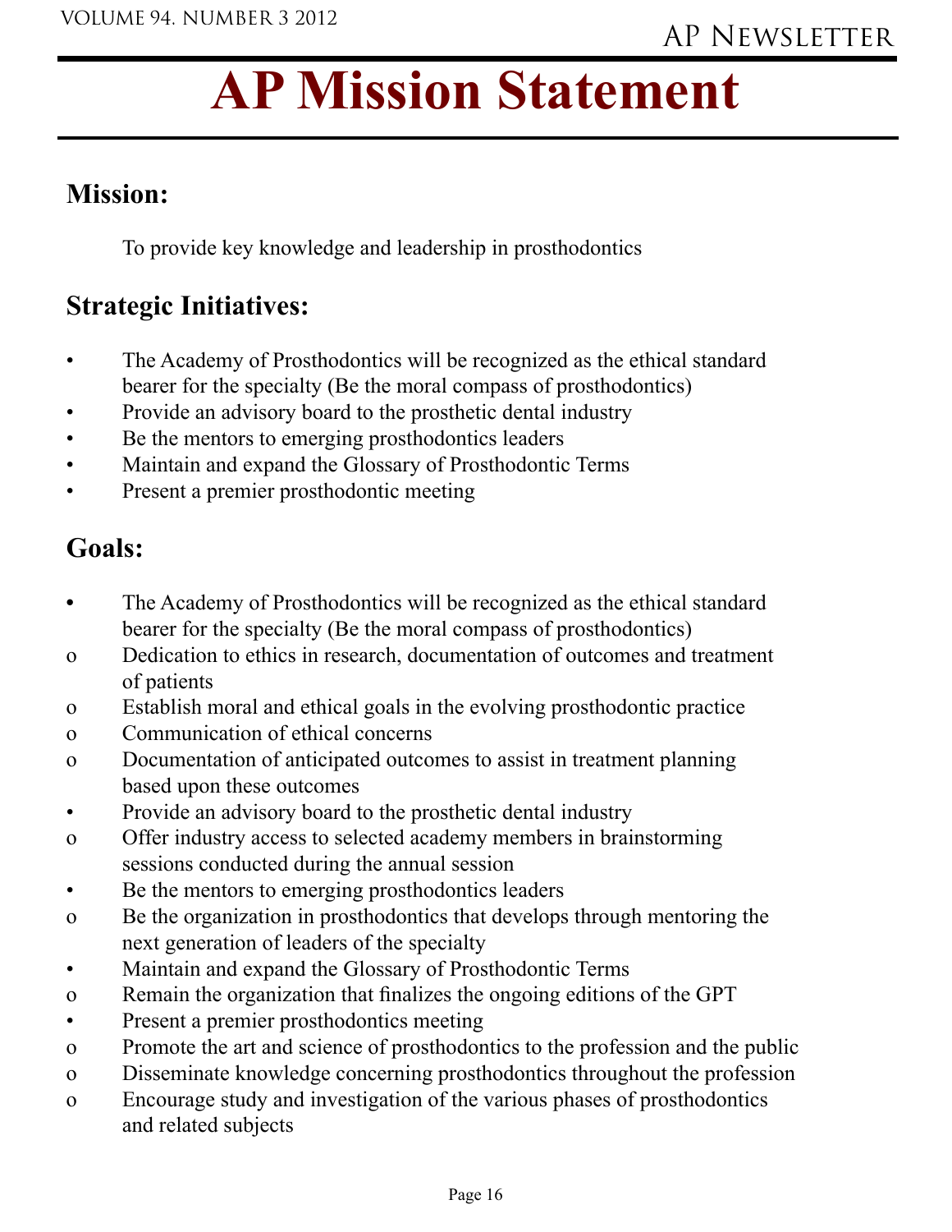# AP Mission Statement

## Mission:

To provide key knowledge and leadership in prosthodontics

## Strategic Initiatives:

- The Academy of Prosthodontics will be recognized as the ethical standard bearer for the specialty (Be the moral compass of prosthodontics)
- Provide an advisory board to the prosthetic dental industry
- Be the mentors to emerging prosthodontics leaders
- Maintain and expand the Glossary of Prosthodontic Terms
- Present a premier prosthodontic meeting

## Goals:

- The Academy of Prosthodontics will be recognized as the ethical standard bearer for the specialty (Be the moral compass of prosthodontics)
  - Dedication to ethics in research, documentation of outcomes and treatment of patients
  - Establish moral and ethical goals in the evolving prosthodontic practice
  - Communication of ethical concerns
  - Documentation of anticipated outcomes to assist in treatment planning based upon these outcomes
- Provide an advisory board to the prosthetic dental industry
  - Offer industry access to selected academy members in brainstorming sessions conducted during the annual session
- Be the mentors to emerging prosthodontics leaders
  - Be the organization in prosthodontics that develops through mentoring the next generation of leaders of the specialty
- Maintain and expand the Glossary of Prosthodontic Terms
  - Remain the organization that finalizes the ongoing editions of the GPT
- Present a premier prosthodontics meeting
  - Promote the art and science of prosthodontics to the profession and the public
  - Disseminate knowledge concerning prosthodontics throughout the profession
  - Encourage study and investigation of the various phases of prosthodontics and related subjects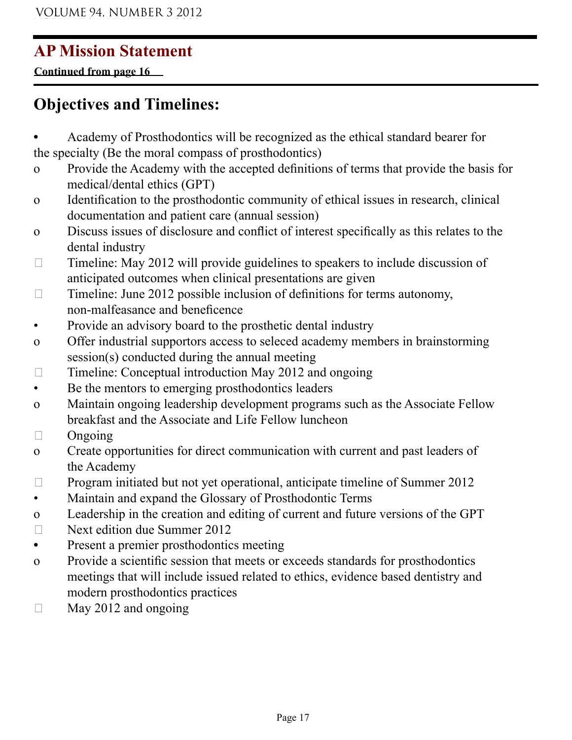## AP Mission Statement

**Continued from page 16**

## Objectives and Timelines:

- Academy of Prosthodontics will be recognized as the ethical standard bearer for the specialty (Be the moral compass of prosthodontics)
  - Provide the Academy with the accepted definitions of terms that provide the basis for medical/dental ethics (GPT)
  - Identification to the prosthodontic community of ethical issues in research, clinical documentation and patient care (annual session)
  - Discuss issues of disclosure and conflict of interest specifically as this relates to the dental industry
    - Timeline: May 2012 will provide guidelines to speakers to include discussion of anticipated outcomes when clinical presentations are given
    - Timeline: June 2012 possible inclusion of definitions for terms autonomy, non-malfeasance and beneficence
- Provide an advisory board to the prosthetic dental industry
  - Offer industrial supporters access to seleced academy members in brainstorming session(s) conducted during the annual meeting
    - Timeline: Conceptual introduction May 2012 and ongoing
- Be the mentors to emerging prosthodontics leaders
  - Maintain ongoing leadership development programs such as the Associate Fellow breakfast and the Associate and Life Fellow luncheon
    - Ongoing
  - Create opportunities for direct communication with current and past leaders of the Academy
    - Program initiated but not yet operational, anticipate timeline of Summer 2012
- Maintain and expand the Glossary of Prosthodontic Terms
  - Leadership in the creation and editing of current and future versions of the GPT
    - Next edition due Summer 2012
- Present a premier prosthodontics meeting
  - Provide a scientific session that meets or exceeds standards for prosthodontics meetings that will include issued related to ethics, evidence based dentistry and modern prosthodontics practices
    - May 2012 and ongoing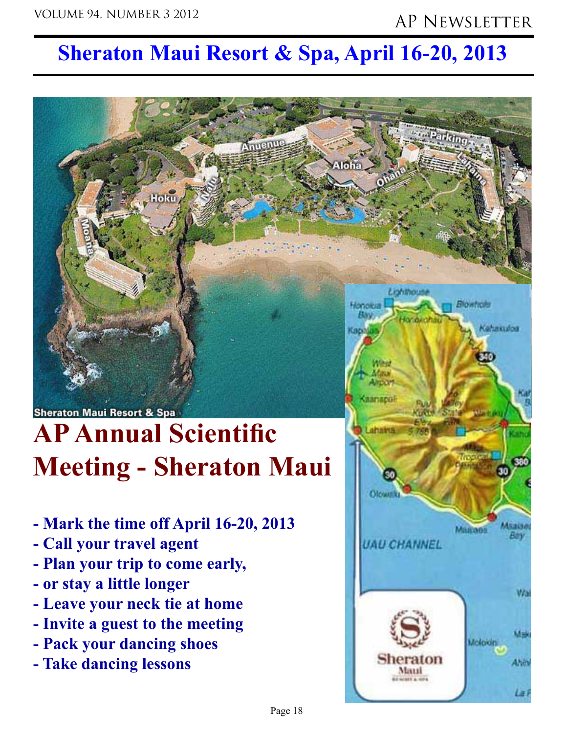# Sheraton Maui Resort & Spa, April 16-20, 2013

Sheraton Maui Resort & Spa

## AP Annual Scientific Meeting - Sheraton Maui

- **Mark the time off April 16-20, 2013**
- **Call your travel agent**
- **Plan your trip to come early,**
- **or stay a little longer**
- **Leave your neck tie at home**
- **Invite a guest to the meeting**
- **Pack your dancing shoes**
- **Take dancing lessons**